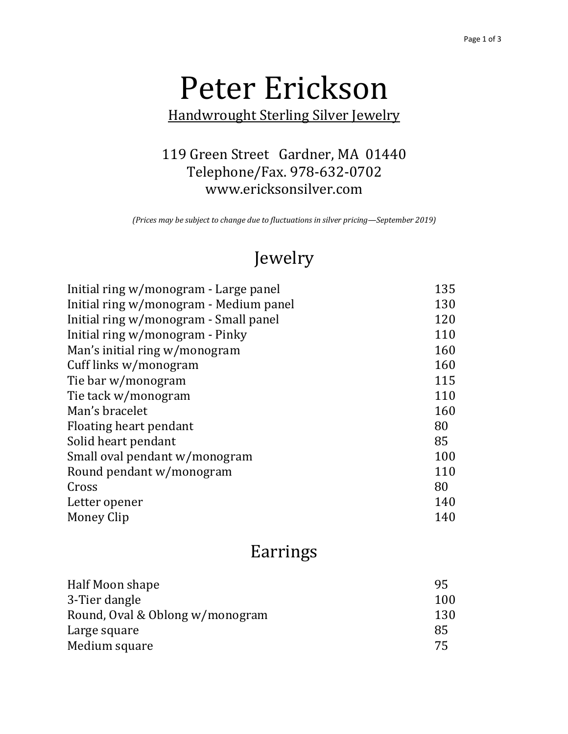# Peter Erickson

Handwrought Sterling Silver Jewelry

119 Green Street Gardner, MA 01440
Telephone/Fax. 978-632-0702
www.ericksonsilver.com

*(Prices may be subject to change due to fluctuations in silver pricing—September 2019)*

## Jewelry

| Item | Price |
|---|---|
| Initial ring w/monogram - Large panel | 135 |
| Initial ring w/monogram - Medium panel | 130 |
| Initial ring w/monogram - Small panel | 120 |
| Initial ring w/monogram - Pinky | 110 |
| Man's initial ring w/monogram | 160 |
| Cuff links w/monogram | 160 |
| Tie bar w/monogram | 115 |
| Tie tack w/monogram | 110 |
| Man's bracelet | 160 |
| Floating heart pendant | 80 |
| Solid heart pendant | 85 |
| Small oval pendant w/monogram | 100 |
| Round pendant w/monogram | 110 |
| Cross | 80 |
| Letter opener | 140 |
| Money Clip | 140 |

## Earrings

| Item | Price |
|---|---|
| Half Moon shape | 95 |
| 3-Tier dangle | 100 |
| Round, Oval & Oblong w/monogram | 130 |
| Large square | 85 |
| Medium square | 75 |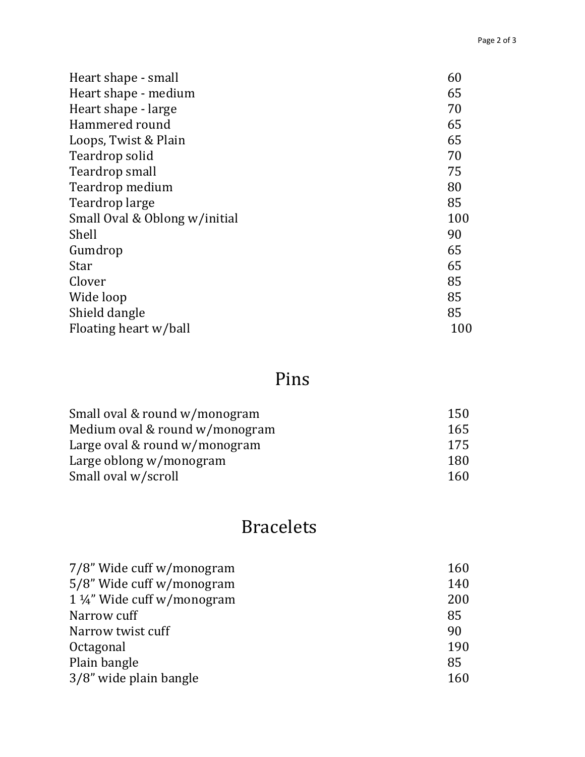| | |
|---|---|
| Heart shape - small | 60 |
| Heart shape - medium | 65 |
| Heart shape - large | 70 |
| Hammered round | 65 |
| Loops, Twist & Plain | 65 |
| Teardrop solid | 70 |
| Teardrop small | 75 |
| Teardrop medium | 80 |
| Teardrop large | 85 |
| Small Oval & Oblong w/initial | 100 |
| Shell | 90 |
| Gumdrop | 65 |
| Star | 65 |
| Clover | 85 |
| Wide loop | 85 |
| Shield dangle | 85 |
| Floating heart w/ball | 100 |

## Pins

| | |
|---|---|
| Small oval & round w/monogram | 150 |
| Medium oval & round w/monogram | 165 |
| Large oval & round w/monogram | 175 |
| Large oblong w/monogram | 180 |
| Small oval w/scroll | 160 |

## Bracelets

| | |
|---|---|
| 7/8" Wide cuff w/monogram | 160 |
| 5/8" Wide cuff w/monogram | 140 |
| 1 ¼" Wide cuff w/monogram | 200 |
| Narrow cuff | 85 |
| Narrow twist cuff | 90 |
| Octagonal | 190 |
| Plain bangle | 85 |
| 3/8" wide plain bangle | 160 |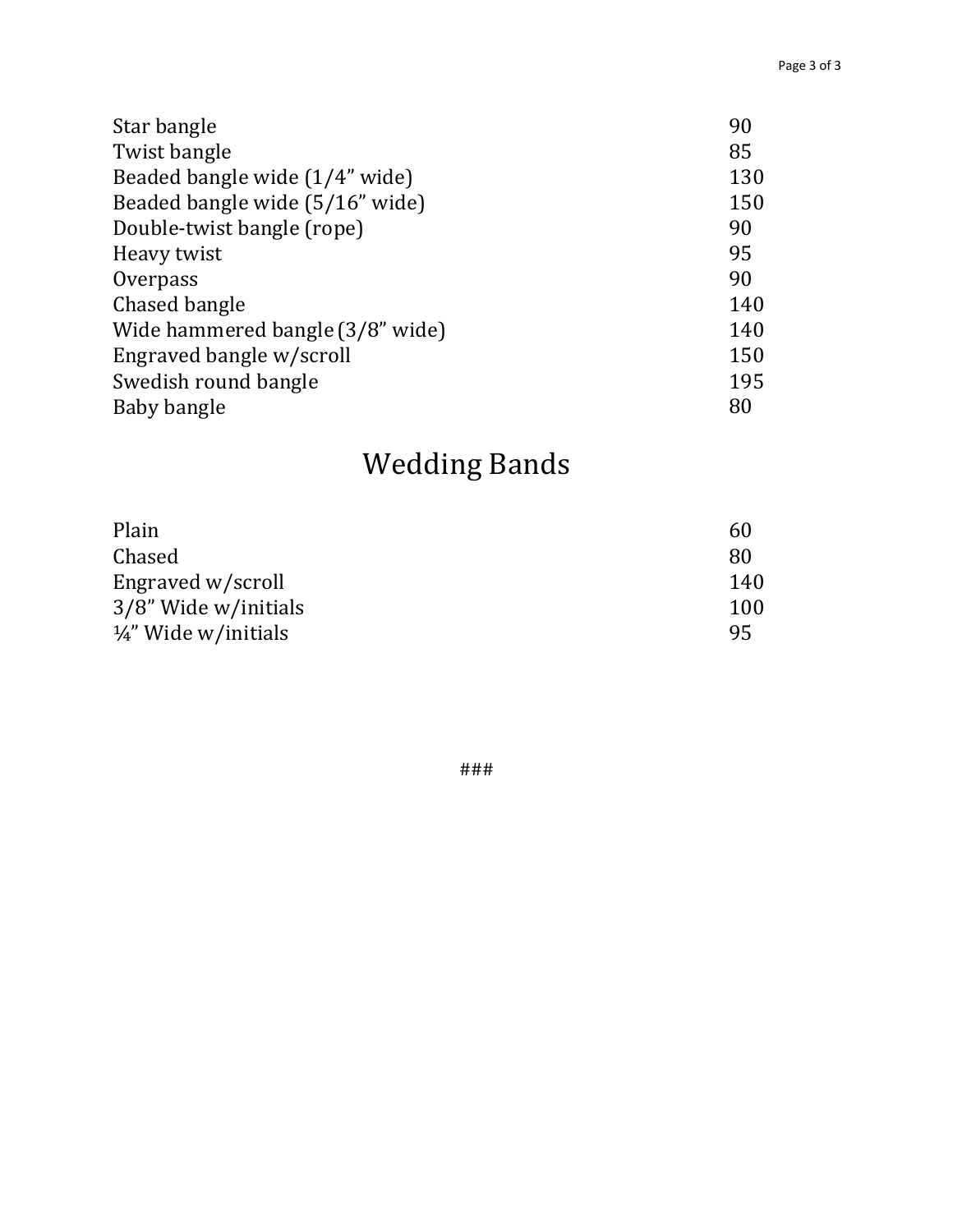| | |
|---|---|
| Star bangle | 90 |
| Twist bangle | 85 |
| Beaded bangle wide (1/4" wide) | 130 |
| Beaded bangle wide (5/16" wide) | 150 |
| Double-twist bangle (rope) | 90 |
| Heavy twist | 95 |
| Overpass | 90 |
| Chased bangle | 140 |
| Wide hammered bangle (3/8" wide) | 140 |
| Engraved bangle w/scroll | 150 |
| Swedish round bangle | 195 |
| Baby bangle | 80 |

# Wedding Bands

| | |
|---|---|
| Plain | 60 |
| Chased | 80 |
| Engraved w/scroll | 140 |
| 3/8" Wide w/initials | 100 |
| ¼" Wide w/initials | 95 |

###